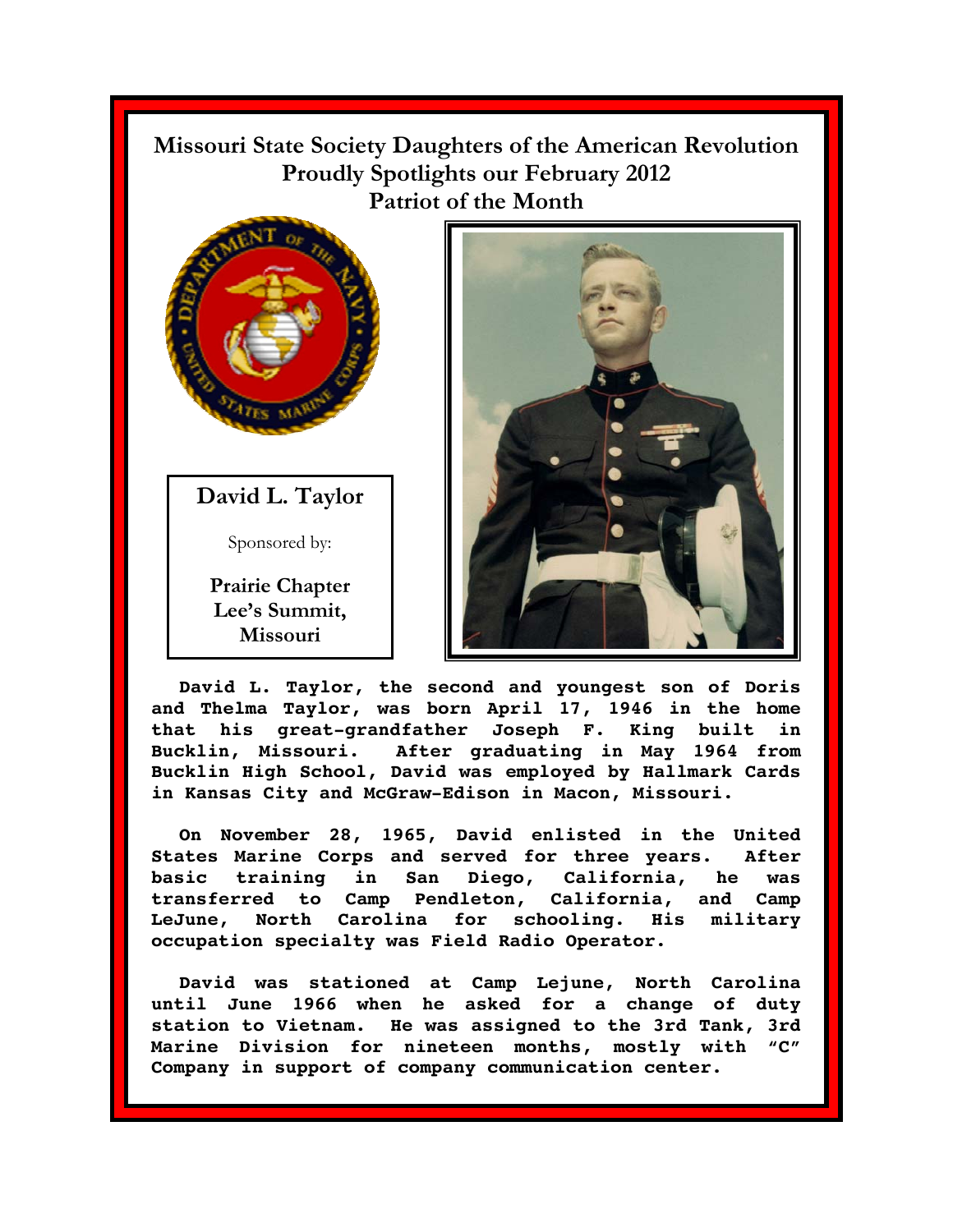# Missouri State Society Daughters of the American Revolution Proudly Spotlights our February 2012 Patriot of the Month

## David L. Taylor

Sponsored by:

**Prairie Chapter Lee's Summit, Missouri**

**David L. Taylor, the second and youngest son of Doris and Thelma Taylor, was born April 17, 1946 in the home that his great-grandfather Joseph F. King built in Bucklin, Missouri. After graduating in May 1964 from Bucklin High School, David was employed by Hallmark Cards in Kansas City and McGraw-Edison in Macon, Missouri.**

**On November 28, 1965, David enlisted in the United States Marine Corps and served for three years. After basic training in San Diego, California, he was transferred to Camp Pendleton, California, and Camp LeJune, North Carolina for schooling. His military occupation specialty was Field Radio Operator.**

**David was stationed at Camp Lejune, North Carolina until June 1966 when he asked for a change of duty station to Vietnam. He was assigned to the 3rd Tank, 3rd Marine Division for nineteen months, mostly with "C" Company in support of company communication center.**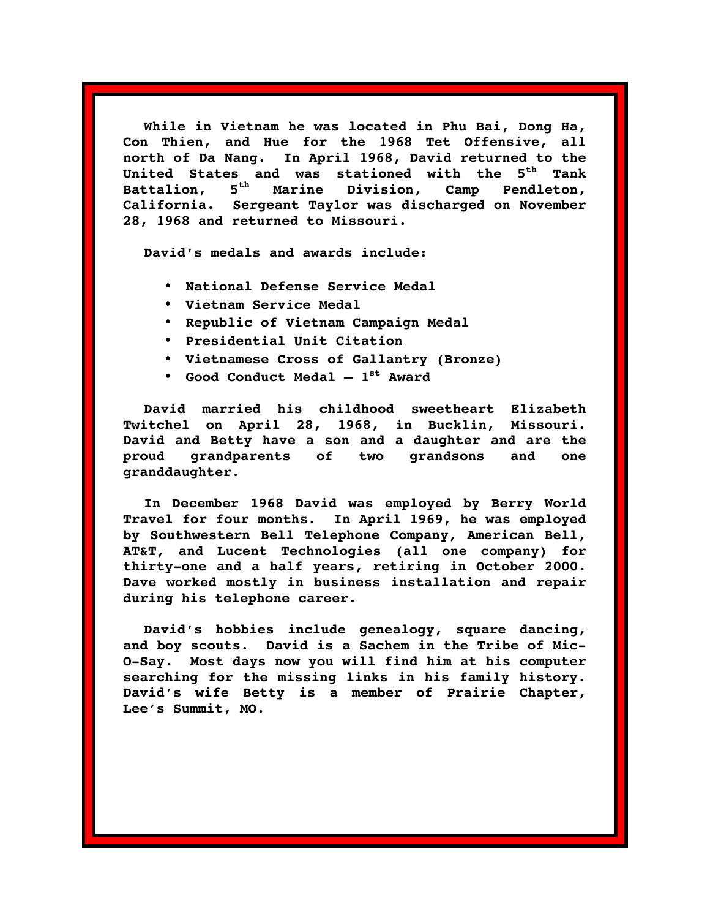**While in Vietnam he was located in Phu Bai, Dong Ha, Con Thien, and Hue for the 1968 Tet Offensive, all north of Da Nang. In April 1968, David returned to the United States and was stationed with the 5th Tank Battalion, 5th Marine Division, Camp Pendleton, California. Sergeant Taylor was discharged on November 28, 1968 and returned to Missouri.**

**David's medals and awards include:**

- **National Defense Service Medal**
- **Vietnam Service Medal**
- **Republic of Vietnam Campaign Medal**
- **Presidential Unit Citation**
- **Vietnamese Cross of Gallantry (Bronze)**
- **Good Conduct Medal – 1st Award**

**David married his childhood sweetheart Elizabeth Twitchel on April 28, 1968, in Bucklin, Missouri. David and Betty have a son and a daughter and are the proud grandparents of two grandsons and one granddaughter.**

**In December 1968 David was employed by Berry World Travel for four months. In April 1969, he was employed by Southwestern Bell Telephone Company, American Bell, AT&T, and Lucent Technologies (all one company) for thirty-one and a half years, retiring in October 2000. Dave worked mostly in business installation and repair during his telephone career.**

**David's hobbies include genealogy, square dancing, and boy scouts. David is a Sachem in the Tribe of Mic-O-Say. Most days now you will find him at his computer searching for the missing links in his family history. David's wife Betty is a member of Prairie Chapter, Lee's Summit, MO.**